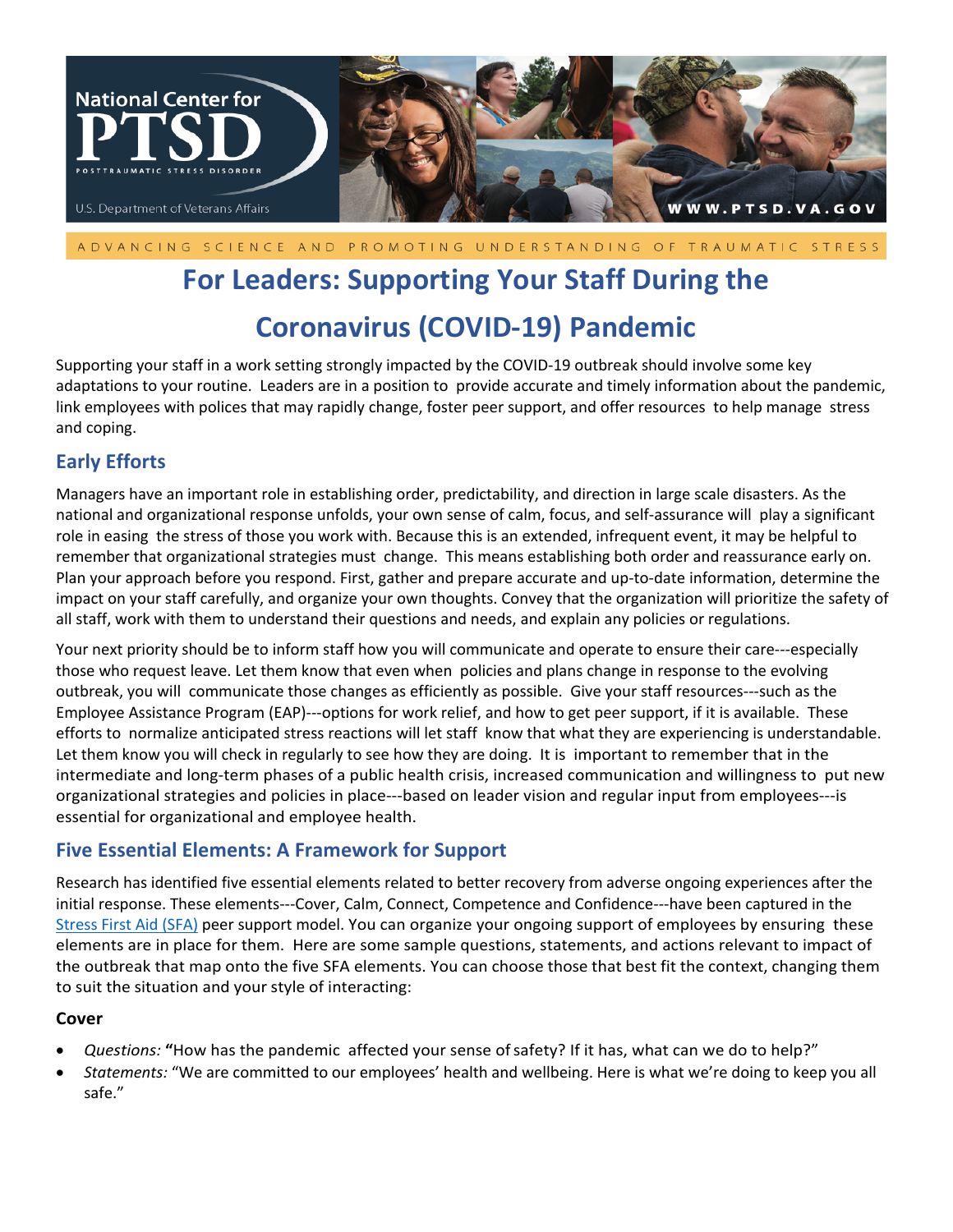# For Leaders: Supporting Your Staff During the Coronavirus (COVID-19) Pandemic

Supporting your staff in a work setting strongly impacted by the COVID-19 outbreak should involve some key adaptations to your routine. Leaders are in a position to provide accurate and timely information about the pandemic, link employees with polices that may rapidly change, foster peer support, and offer resources to help manage stress and coping.

## Early Efforts

Managers have an important role in establishing order, predictability, and direction in large scale disasters. As the national and organizational response unfolds, your own sense of calm, focus, and self-assurance will play a significant role in easing the stress of those you work with. Because this is an extended, infrequent event, it may be helpful to remember that organizational strategies must change. This means establishing both order and reassurance early on. Plan your approach before you respond. First, gather and prepare accurate and up-to-date information, determine the impact on your staff carefully, and organize your own thoughts. Convey that the organization will prioritize the safety of all staff, work with them to understand their questions and needs, and explain any policies or regulations.

Your next priority should be to inform staff how you will communicate and operate to ensure their care---especially those who request leave. Let them know that even when policies and plans change in response to the evolving outbreak, you will communicate those changes as efficiently as possible. Give your staff resources---such as the Employee Assistance Program (EAP)---options for work relief, and how to get peer support, if it is available. These efforts to normalize anticipated stress reactions will let staff know that what they are experiencing is understandable. Let them know you will check in regularly to see how they are doing. It is important to remember that in the intermediate and long-term phases of a public health crisis, increased communication and willingness to put new organizational strategies and policies in place---based on leader vision and regular input from employees---is essential for organizational and employee health.

## Five Essential Elements: A Framework for Support

Research has identified five essential elements related to better recovery from adverse ongoing experiences after the initial response. These elements---Cover, Calm, Connect, Competence and Confidence---have been captured in the Stress First Aid (SFA) peer support model. You can organize your ongoing support of employees by ensuring these elements are in place for them. Here are some sample questions, statements, and actions relevant to impact of the outbreak that map onto the five SFA elements. You can choose those that best fit the context, changing them to suit the situation and your style of interacting:

**Cover**

- *Questions:* **"**How has the pandemic affected your sense of safety? If it has, what can we do to help?"
- *Statements:* "We are committed to our employees' health and wellbeing. Here is what we're doing to keep you all safe."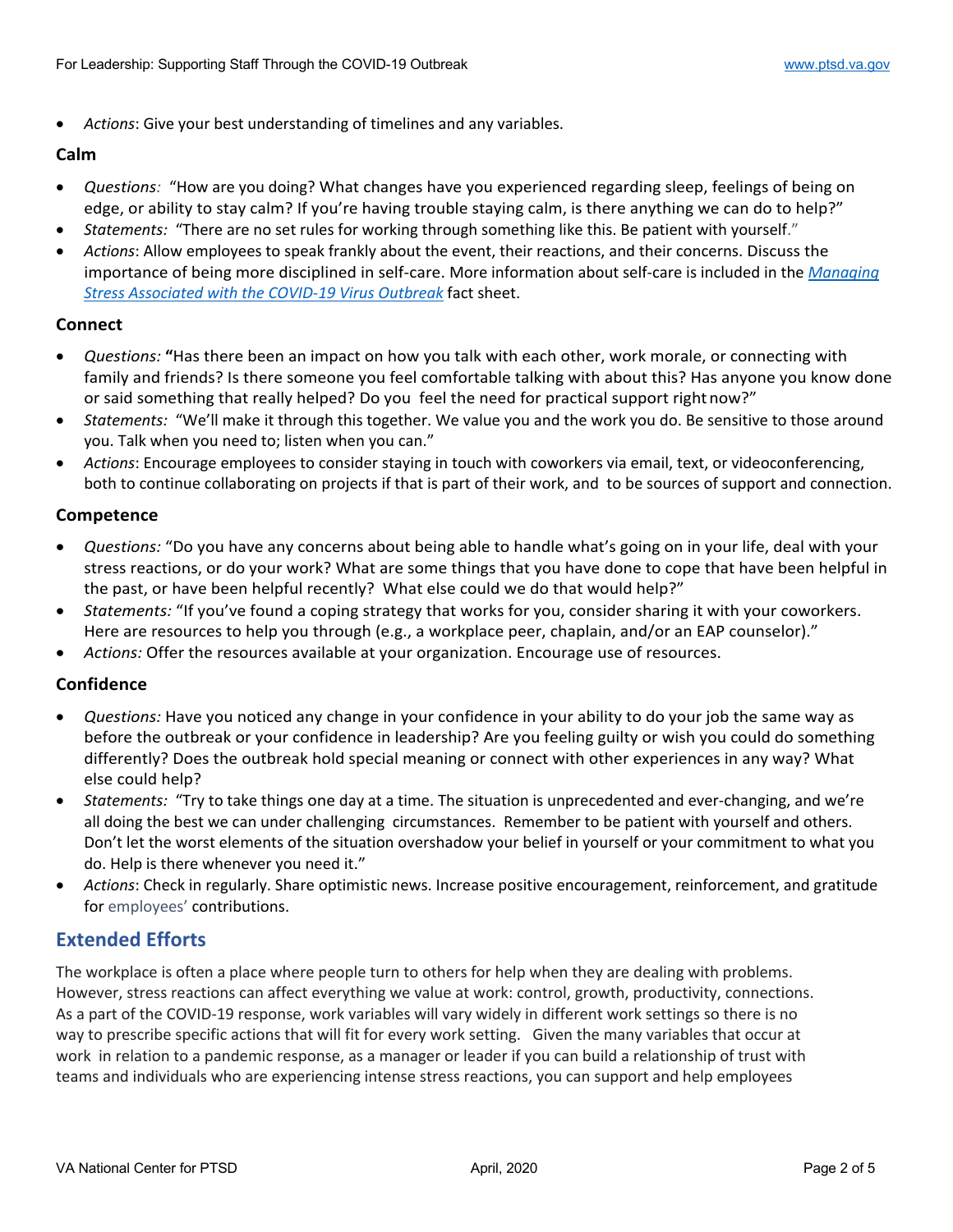- *Actions*: Give your best understanding of timelines and any variables.

### Calm

- *Questions:* "How are you doing? What changes have you experienced regarding sleep, feelings of being on edge, or ability to stay calm? If you're having trouble staying calm, is there anything we can do to help?"
- *Statements:* "There are no set rules for working through something like this. Be patient with yourself."
- *Actions*: Allow employees to speak frankly about the event, their reactions, and their concerns. Discuss the importance of being more disciplined in self-care. More information about self-care is included in the *Managing Stress Associated with the COVID-19 Virus Outbreak* fact sheet.

### Connect

- *Questions:* **"**Has there been an impact on how you talk with each other, work morale, or connecting with family and friends? Is there someone you feel comfortable talking with about this? Has anyone you know done or said something that really helped? Do you feel the need for practical support right now?"
- *Statements:* "We'll make it through this together. We value you and the work you do. Be sensitive to those around you. Talk when you need to; listen when you can."
- *Actions*: Encourage employees to consider staying in touch with coworkers via email, text, or videoconferencing, both to continue collaborating on projects if that is part of their work, and to be sources of support and connection.

### Competence

- *Questions:* "Do you have any concerns about being able to handle what's going on in your life, deal with your stress reactions, or do your work? What are some things that you have done to cope that have been helpful in the past, or have been helpful recently? What else could we do that would help?"
- *Statements:* "If you've found a coping strategy that works for you, consider sharing it with your coworkers. Here are resources to help you through (e.g., a workplace peer, chaplain, and/or an EAP counselor)."
- *Actions:* Offer the resources available at your organization. Encourage use of resources.

### Confidence

- *Questions:* Have you noticed any change in your confidence in your ability to do your job the same way as before the outbreak or your confidence in leadership? Are you feeling guilty or wish you could do something differently? Does the outbreak hold special meaning or connect with other experiences in any way? What else could help?
- *Statements:* "Try to take things one day at a time. The situation is unprecedented and ever-changing, and we're all doing the best we can under challenging circumstances. Remember to be patient with yourself and others. Don't let the worst elements of the situation overshadow your belief in yourself or your commitment to what you do. Help is there whenever you need it."
- *Actions*: Check in regularly. Share optimistic news. Increase positive encouragement, reinforcement, and gratitude for employees' contributions.

## Extended Efforts

The workplace is often a place where people turn to others for help when they are dealing with problems. However, stress reactions can affect everything we value at work: control, growth, productivity, connections. As a part of the COVID-19 response, work variables will vary widely in different work settings so there is no way to prescribe specific actions that will fit for every work setting. Given the many variables that occur at work in relation to a pandemic response, as a manager or leader if you can build a relationship of trust with teams and individuals who are experiencing intense stress reactions, you can support and help employees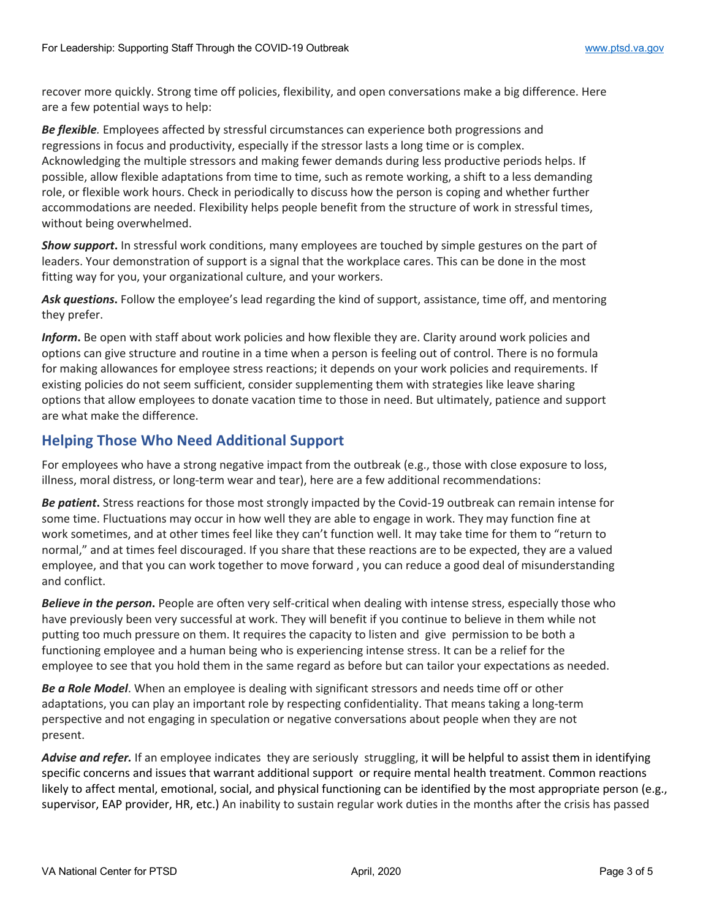recover more quickly. Strong time off policies, flexibility, and open conversations make a big difference. Here are a few potential ways to help:

***Be flexible***. Employees affected by stressful circumstances can experience both progressions and regressions in focus and productivity, especially if the stressor lasts a long time or is complex. Acknowledging the multiple stressors and making fewer demands during less productive periods helps. If possible, allow flexible adaptations from time to time, such as remote working, a shift to a less demanding role, or flexible work hours. Check in periodically to discuss how the person is coping and whether further accommodations are needed. Flexibility helps people benefit from the structure of work in stressful times, without being overwhelmed.

***Show support*.** In stressful work conditions, many employees are touched by simple gestures on the part of leaders. Your demonstration of support is a signal that the workplace cares. This can be done in the most fitting way for you, your organizational culture, and your workers.

***Ask questions*.** Follow the employee's lead regarding the kind of support, assistance, time off, and mentoring they prefer.

***Inform*.** Be open with staff about work policies and how flexible they are. Clarity around work policies and options can give structure and routine in a time when a person is feeling out of control. There is no formula for making allowances for employee stress reactions; it depends on your work policies and requirements. If existing policies do not seem sufficient, consider supplementing them with strategies like leave sharing options that allow employees to donate vacation time to those in need. But ultimately, patience and support are what make the difference.

## Helping Those Who Need Additional Support

For employees who have a strong negative impact from the outbreak (e.g., those with close exposure to loss, illness, moral distress, or long-term wear and tear), here are a few additional recommendations:

***Be patient*.** Stress reactions for those most strongly impacted by the Covid-19 outbreak can remain intense for some time. Fluctuations may occur in how well they are able to engage in work. They may function fine at work sometimes, and at other times feel like they can't function well. It may take time for them to "return to normal," and at times feel discouraged. If you share that these reactions are to be expected, they are a valued employee, and that you can work together to move forward , you can reduce a good deal of misunderstanding and conflict.

***Believe in the person*.** People are often very self-critical when dealing with intense stress, especially those who have previously been very successful at work. They will benefit if you continue to believe in them while not putting too much pressure on them. It requires the capacity to listen and give permission to be both a functioning employee and a human being who is experiencing intense stress. It can be a relief for the employee to see that you hold them in the same regard as before but can tailor your expectations as needed.

***Be a Role Model***. When an employee is dealing with significant stressors and needs time off or other adaptations, you can play an important role by respecting confidentiality. That means taking a long-term perspective and not engaging in speculation or negative conversations about people when they are not present.

***Advise and refer.*** If an employee indicates they are seriously struggling, it will be helpful to assist them in identifying specific concerns and issues that warrant additional support or require mental health treatment. Common reactions likely to affect mental, emotional, social, and physical functioning can be identified by the most appropriate person (e.g., supervisor, EAP provider, HR, etc.) An inability to sustain regular work duties in the months after the crisis has passed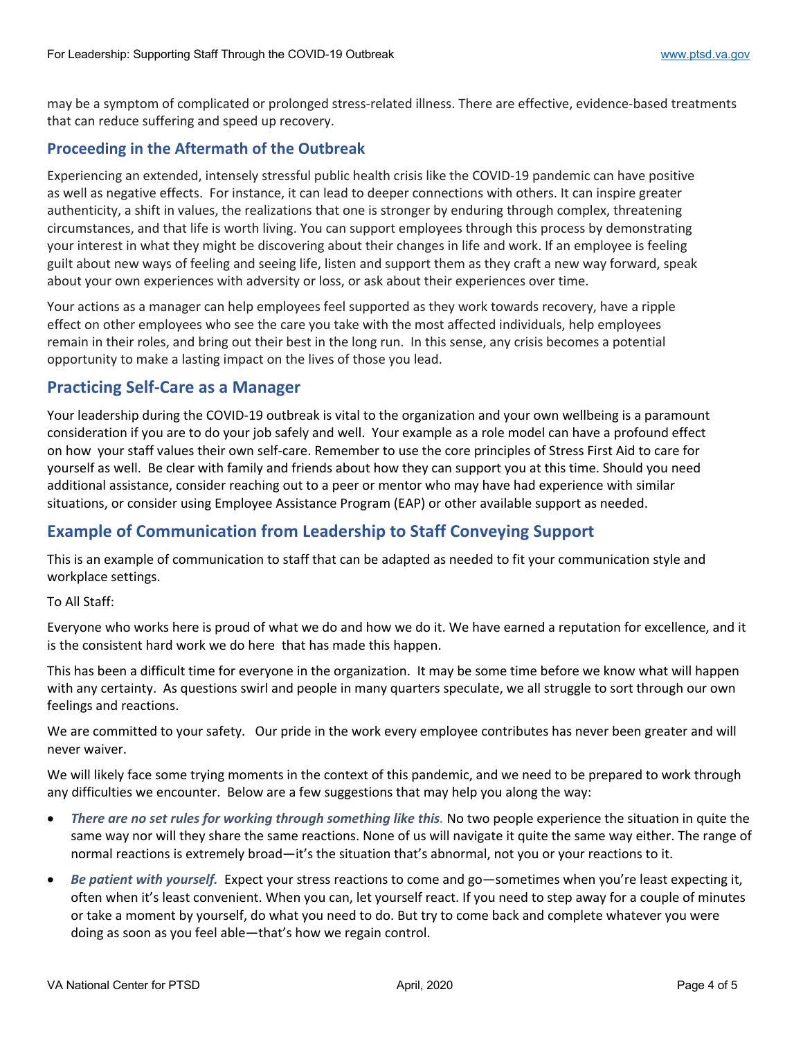may be a symptom of complicated or prolonged stress-related illness. There are effective, evidence-based treatments that can reduce suffering and speed up recovery.

## Proceeding in the Aftermath of the Outbreak

Experiencing an extended, intensely stressful public health crisis like the COVID-19 pandemic can have positive as well as negative effects. For instance, it can lead to deeper connections with others. It can inspire greater authenticity, a shift in values, the realizations that one is stronger by enduring through complex, threatening circumstances, and that life is worth living. You can support employees through this process by demonstrating your interest in what they might be discovering about their changes in life and work. If an employee is feeling guilt about new ways of feeling and seeing life, listen and support them as they craft a new way forward, speak about your own experiences with adversity or loss, or ask about their experiences over time.

Your actions as a manager can help employees feel supported as they work towards recovery, have a ripple effect on other employees who see the care you take with the most affected individuals, help employees remain in their roles, and bring out their best in the long run. In this sense, any crisis becomes a potential opportunity to make a lasting impact on the lives of those you lead.

## Practicing Self-Care as a Manager

Your leadership during the COVID-19 outbreak is vital to the organization and your own wellbeing is a paramount consideration if you are to do your job safely and well. Your example as a role model can have a profound effect on how your staff values their own self-care. Remember to use the core principles of Stress First Aid to care for yourself as well. Be clear with family and friends about how they can support you at this time. Should you need additional assistance, consider reaching out to a peer or mentor who may have had experience with similar situations, or consider using Employee Assistance Program (EAP) or other available support as needed.

## Example of Communication from Leadership to Staff Conveying Support

This is an example of communication to staff that can be adapted as needed to fit your communication style and workplace settings.

To All Staff:

Everyone who works here is proud of what we do and how we do it. We have earned a reputation for excellence, and it is the consistent hard work we do here that has made this happen.

This has been a difficult time for everyone in the organization. It may be some time before we know what will happen with any certainty. As questions swirl and people in many quarters speculate, we all struggle to sort through our own feelings and reactions.

We are committed to your safety. Our pride in the work every employee contributes has never been greater and will never waiver.

We will likely face some trying moments in the context of this pandemic, and we need to be prepared to work through any difficulties we encounter. Below are a few suggestions that may help you along the way:

- ***There are no set rules for working through something like this.*** No two people experience the situation in quite the same way nor will they share the same reactions. None of us will navigate it quite the same way either. The range of normal reactions is extremely broad—it's the situation that's abnormal, not you or your reactions to it.
- ***Be patient with yourself.*** Expect your stress reactions to come and go—sometimes when you're least expecting it, often when it's least convenient. When you can, let yourself react. If you need to step away for a couple of minutes or take a moment by yourself, do what you need to do. But try to come back and complete whatever you were doing as soon as you feel able—that's how we regain control.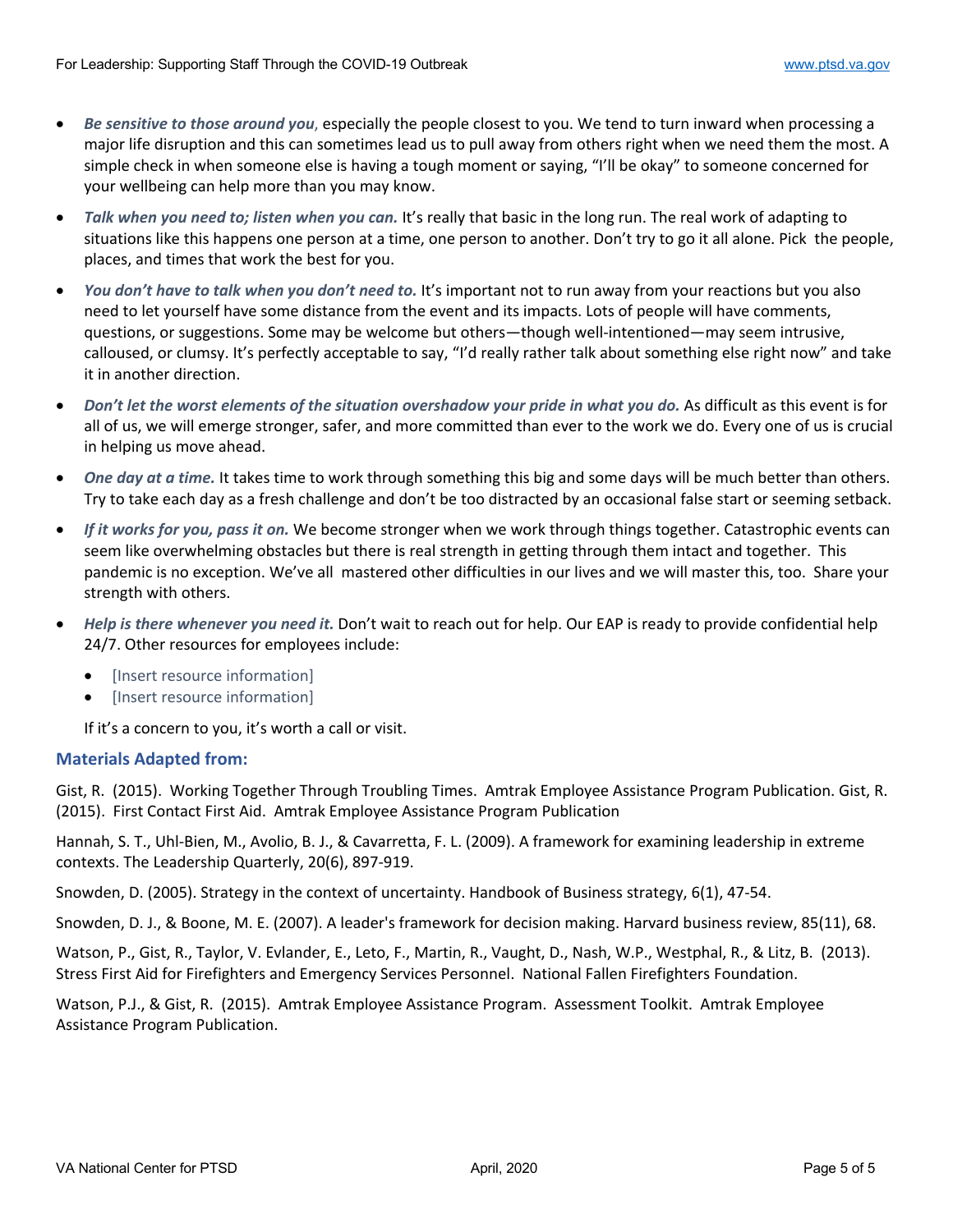- ***Be sensitive to those around you***, especially the people closest to you. We tend to turn inward when processing a major life disruption and this can sometimes lead us to pull away from others right when we need them the most. A simple check in when someone else is having a tough moment or saying, "I'll be okay" to someone concerned for your wellbeing can help more than you may know.
- ***Talk when you need to; listen when you can.*** It's really that basic in the long run. The real work of adapting to situations like this happens one person at a time, one person to another. Don't try to go it all alone. Pick the people, places, and times that work the best for you.
- ***You don't have to talk when you don't need to.*** It's important not to run away from your reactions but you also need to let yourself have some distance from the event and its impacts. Lots of people will have comments, questions, or suggestions. Some may be welcome but others—though well-intentioned—may seem intrusive, calloused, or clumsy. It's perfectly acceptable to say, "I'd really rather talk about something else right now" and take it in another direction.
- ***Don't let the worst elements of the situation overshadow your pride in what you do.*** As difficult as this event is for all of us, we will emerge stronger, safer, and more committed than ever to the work we do. Every one of us is crucial in helping us move ahead.
- ***One day at a time.*** It takes time to work through something this big and some days will be much better than others. Try to take each day as a fresh challenge and don't be too distracted by an occasional false start or seeming setback.
- ***If it works for you, pass it on.*** We become stronger when we work through things together. Catastrophic events can seem like overwhelming obstacles but there is real strength in getting through them intact and together. This pandemic is no exception. We've all mastered other difficulties in our lives and we will master this, too. Share your strength with others.
- ***Help is there whenever you need it.*** Don't wait to reach out for help. Our EAP is ready to provide confidential help 24/7. Other resources for employees include:
  - [Insert resource information]
  - [Insert resource information]

  If it's a concern to you, it's worth a call or visit.

### Materials Adapted from:

Gist, R. (2015). Working Together Through Troubling Times. Amtrak Employee Assistance Program Publication. Gist, R. (2015). First Contact First Aid. Amtrak Employee Assistance Program Publication

Hannah, S. T., Uhl-Bien, M., Avolio, B. J., & Cavarretta, F. L. (2009). A framework for examining leadership in extreme contexts. The Leadership Quarterly, 20(6), 897-919.

Snowden, D. (2005). Strategy in the context of uncertainty. Handbook of Business strategy, 6(1), 47-54.

Snowden, D. J., & Boone, M. E. (2007). A leader's framework for decision making. Harvard business review, 85(11), 68.

Watson, P., Gist, R., Taylor, V. Evlander, E., Leto, F., Martin, R., Vaught, D., Nash, W.P., Westphal, R., & Litz, B. (2013). Stress First Aid for Firefighters and Emergency Services Personnel. National Fallen Firefighters Foundation.

Watson, P.J., & Gist, R. (2015). Amtrak Employee Assistance Program. Assessment Toolkit. Amtrak Employee Assistance Program Publication.